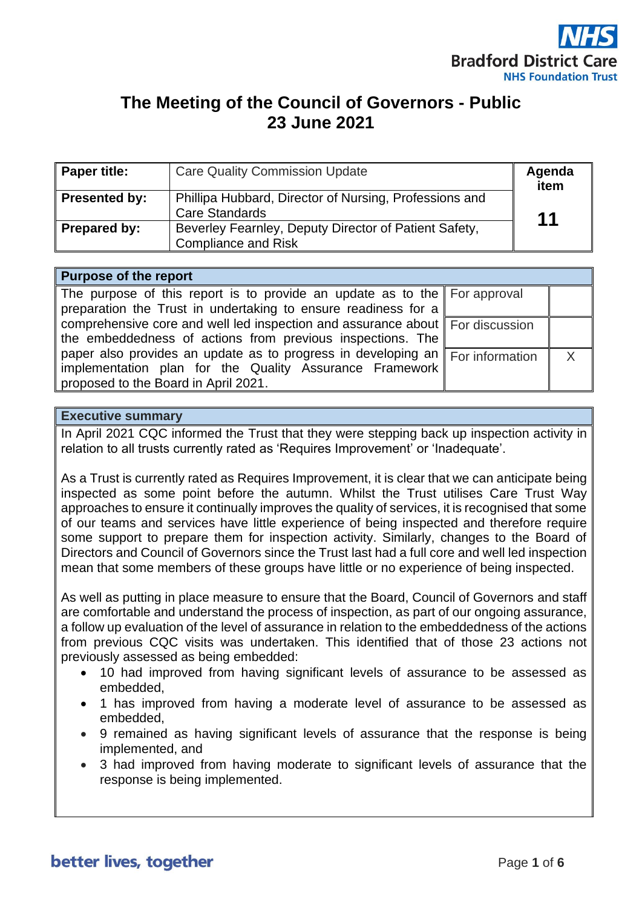Bradford District Care
NHS Foundation Trust

# The Meeting of the Council of Governors - Public
# 23 June 2021

| Paper title: | Care Quality Commission Update | Agenda item |
|---|---|---|
| Presented by: | Phillipa Hubbard, Director of Nursing, Professions and Care Standards | 11 |
| Prepared by: | Beverley Fearnley, Deputy Director of Patient Safety, Compliance and Risk | |

| Purpose of the report | | |
|---|---|---|
| The purpose of this report is to provide an update as to the preparation the Trust in undertaking to ensure readiness for a comprehensive core and well led inspection and assurance about the embeddedness of actions from previous inspections. The paper also provides an update as to progress in developing an implementation plan for the Quality Assurance Framework proposed to the Board in April 2021. | For approval | |
| | For discussion | |
| | For information | X |

## Executive summary

In April 2021 CQC informed the Trust that they were stepping back up inspection activity in relation to all trusts currently rated as 'Requires Improvement' or 'Inadequate'.

As a Trust is currently rated as Requires Improvement, it is clear that we can anticipate being inspected as some point before the autumn. Whilst the Trust utilises Care Trust Way approaches to ensure it continually improves the quality of services, it is recognised that some of our teams and services have little experience of being inspected and therefore require some support to prepare them for inspection activity. Similarly, changes to the Board of Directors and Council of Governors since the Trust last had a full core and well led inspection mean that some members of these groups have little or no experience of being inspected.

As well as putting in place measure to ensure that the Board, Council of Governors and staff are comfortable and understand the process of inspection, as part of our ongoing assurance, a follow up evaluation of the level of assurance in relation to the embeddedness of the actions from previous CQC visits was undertaken. This identified that of those 23 actions not previously assessed as being embedded:

- 10 had improved from having significant levels of assurance to be assessed as embedded,
- 1 has improved from having a moderate level of assurance to be assessed as embedded,
- 9 remained as having significant levels of assurance that the response is being implemented, and
- 3 had improved from having moderate to significant levels of assurance that the response is being implemented.

better lives, together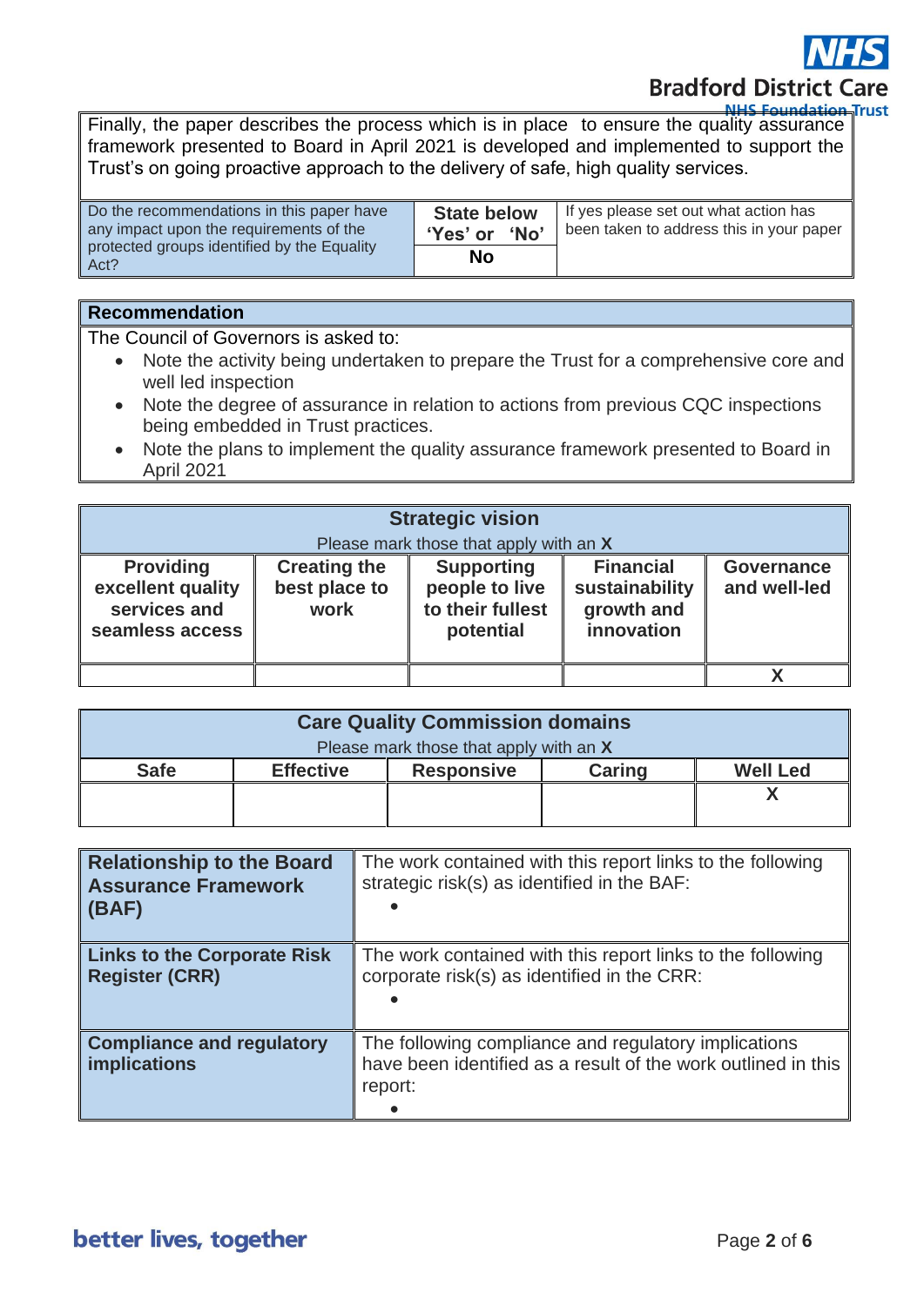Finally, the paper describes the process which is in place to ensure the quality assurance framework presented to Board in April 2021 is developed and implemented to support the Trust's on going proactive approach to the delivery of safe, high quality services.

| Do the recommendations in this paper have any impact upon the requirements of the protected groups identified by the Equality Act? | State below 'Yes' or 'No' | If yes please set out what action has been taken to address this in your paper |
|---|---|---|
| | No | |

**Recommendation**

The Council of Governors is asked to:

- Note the activity being undertaken to prepare the Trust for a comprehensive core and well led inspection
- Note the degree of assurance in relation to actions from previous CQC inspections being embedded in Trust practices.
- Note the plans to implement the quality assurance framework presented to Board in April 2021

| **Strategic vision** Please mark those that apply with an **X** | | | | |
|---|---|---|---|---|
| **Providing excellent quality services and seamless access** | **Creating the best place to work** | **Supporting people to live to their fullest potential** | **Financial sustainability growth and innovation** | **Governance and well-led** |
| | | | | **X** |

| **Care Quality Commission domains** Please mark those that apply with an **X** | | | | |
|---|---|---|---|---|
| **Safe** | **Effective** | **Responsive** | **Caring** | **Well Led** |
| | | | | **X** |

| | |
|---|---|
| **Relationship to the Board Assurance Framework (BAF)** | The work contained with this report links to the following strategic risk(s) as identified in the BAF:<br>• |
| **Links to the Corporate Risk Register (CRR)** | The work contained with this report links to the following corporate risk(s) as identified in the CRR:<br>• |
| **Compliance and regulatory implications** | The following compliance and regulatory implications have been identified as a result of the work outlined in this report:<br>• |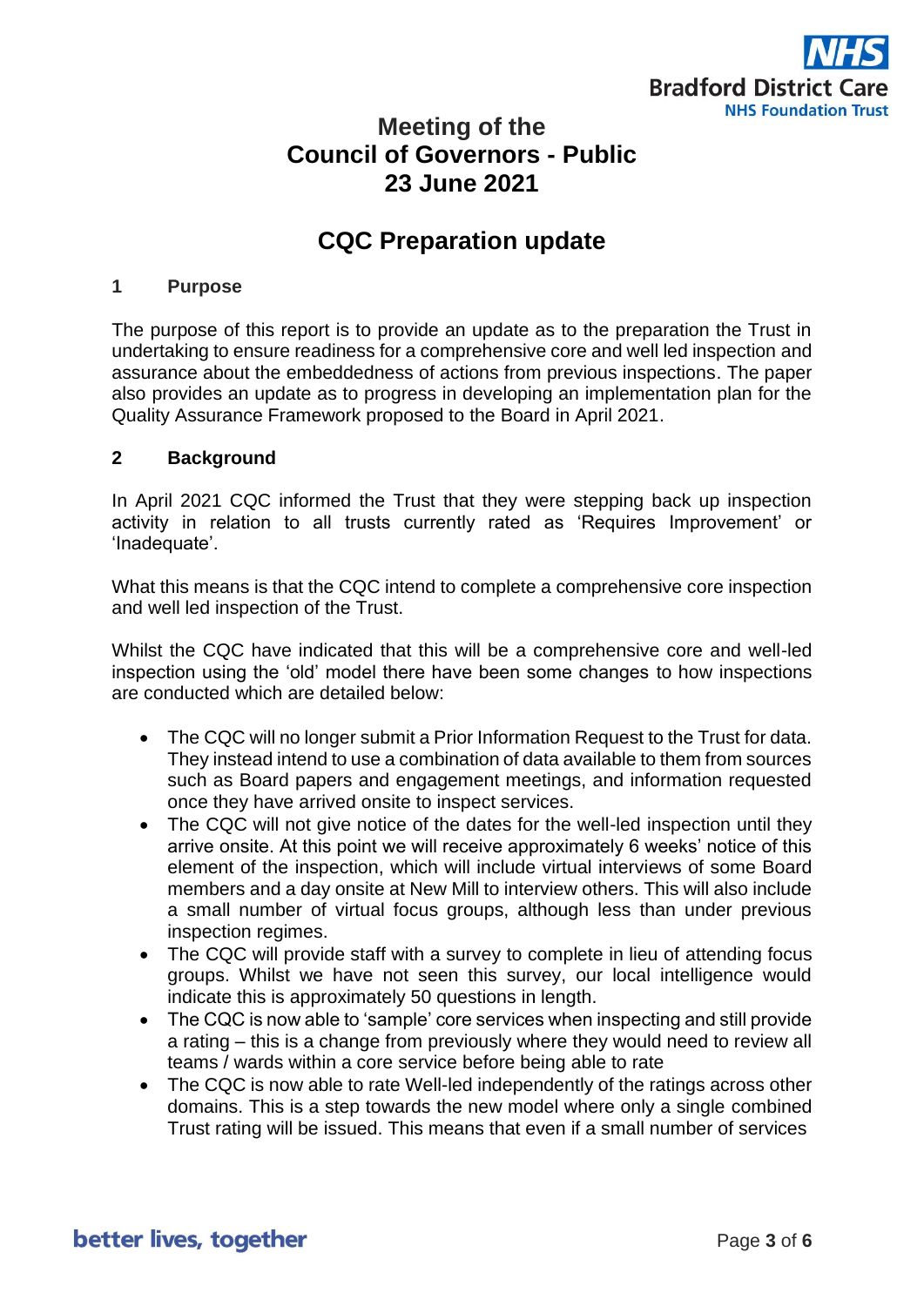# Meeting of the Council of Governors - Public 23 June 2021

# CQC Preparation update

## 1 Purpose

The purpose of this report is to provide an update as to the preparation the Trust in undertaking to ensure readiness for a comprehensive core and well led inspection and assurance about the embeddedness of actions from previous inspections. The paper also provides an update as to progress in developing an implementation plan for the Quality Assurance Framework proposed to the Board in April 2021.

## 2 Background

In April 2021 CQC informed the Trust that they were stepping back up inspection activity in relation to all trusts currently rated as 'Requires Improvement' or 'Inadequate'.

What this means is that the CQC intend to complete a comprehensive core inspection and well led inspection of the Trust.

Whilst the CQC have indicated that this will be a comprehensive core and well-led inspection using the 'old' model there have been some changes to how inspections are conducted which are detailed below:

- The CQC will no longer submit a Prior Information Request to the Trust for data. They instead intend to use a combination of data available to them from sources such as Board papers and engagement meetings, and information requested once they have arrived onsite to inspect services.
- The CQC will not give notice of the dates for the well-led inspection until they arrive onsite. At this point we will receive approximately 6 weeks' notice of this element of the inspection, which will include virtual interviews of some Board members and a day onsite at New Mill to interview others. This will also include a small number of virtual focus groups, although less than under previous inspection regimes.
- The CQC will provide staff with a survey to complete in lieu of attending focus groups. Whilst we have not seen this survey, our local intelligence would indicate this is approximately 50 questions in length.
- The CQC is now able to 'sample' core services when inspecting and still provide a rating – this is a change from previously where they would need to review all teams / wards within a core service before being able to rate
- The CQC is now able to rate Well-led independently of the ratings across other domains. This is a step towards the new model where only a single combined Trust rating will be issued. This means that even if a small number of services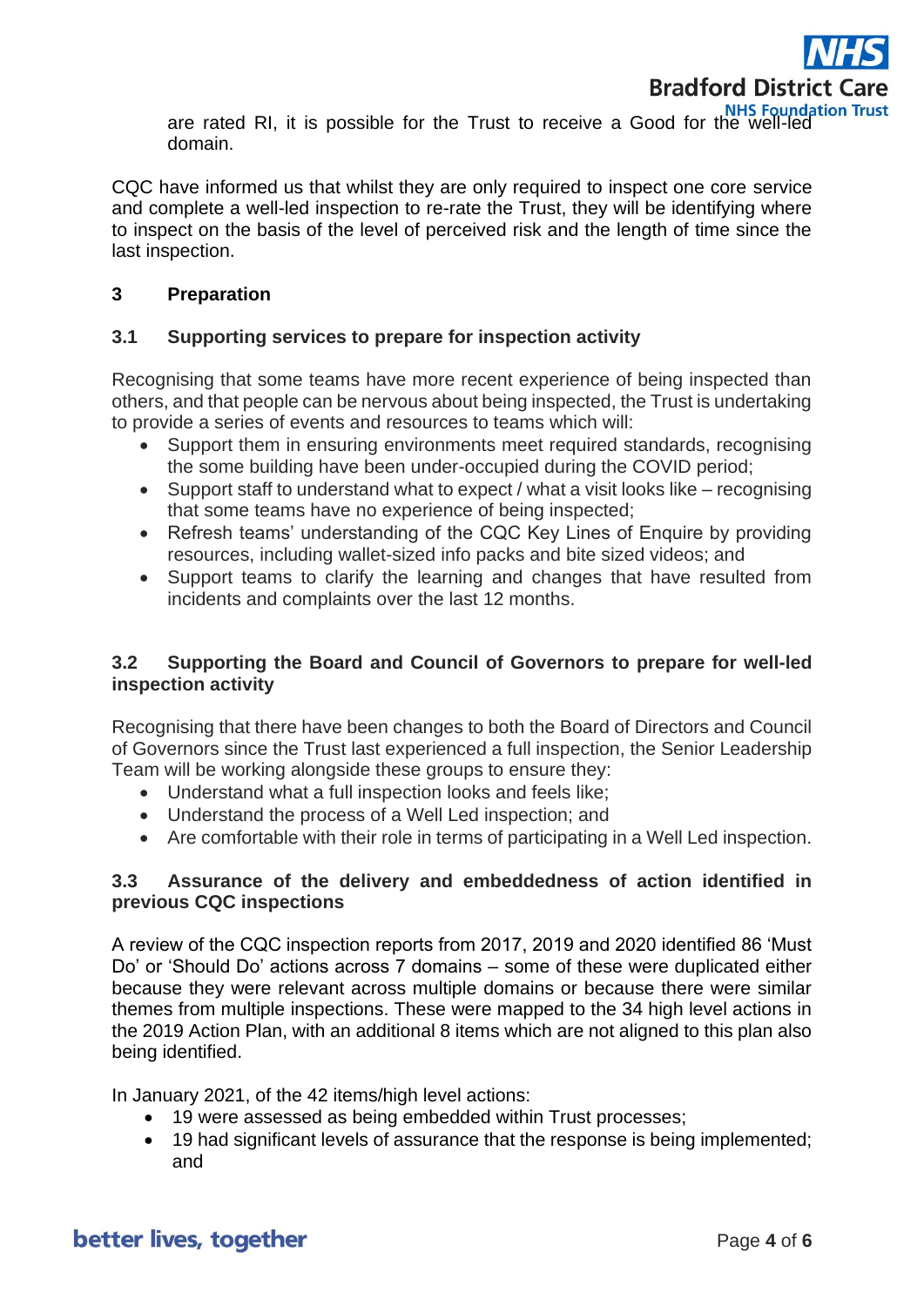are rated RI, it is possible for the Trust to receive a Good for the well-led domain.

CQC have informed us that whilst they are only required to inspect one core service and complete a well-led inspection to re-rate the Trust, they will be identifying where to inspect on the basis of the level of perceived risk and the length of time since the last inspection.

## 3 Preparation

### 3.1 Supporting services to prepare for inspection activity

Recognising that some teams have more recent experience of being inspected than others, and that people can be nervous about being inspected, the Trust is undertaking to provide a series of events and resources to teams which will:

- Support them in ensuring environments meet required standards, recognising the some building have been under-occupied during the COVID period;
- Support staff to understand what to expect / what a visit looks like – recognising that some teams have no experience of being inspected;
- Refresh teams' understanding of the CQC Key Lines of Enquire by providing resources, including wallet-sized info packs and bite sized videos; and
- Support teams to clarify the learning and changes that have resulted from incidents and complaints over the last 12 months.

### 3.2 Supporting the Board and Council of Governors to prepare for well-led inspection activity

Recognising that there have been changes to both the Board of Directors and Council of Governors since the Trust last experienced a full inspection, the Senior Leadership Team will be working alongside these groups to ensure they:

- Understand what a full inspection looks and feels like;
- Understand the process of a Well Led inspection; and
- Are comfortable with their role in terms of participating in a Well Led inspection.

### 3.3 Assurance of the delivery and embeddedness of action identified in previous CQC inspections

A review of the CQC inspection reports from 2017, 2019 and 2020 identified 86 'Must Do' or 'Should Do' actions across 7 domains – some of these were duplicated either because they were relevant across multiple domains or because there were similar themes from multiple inspections. These were mapped to the 34 high level actions in the 2019 Action Plan, with an additional 8 items which are not aligned to this plan also being identified.

In January 2021, of the 42 items/high level actions:

- 19 were assessed as being embedded within Trust processes;
- 19 had significant levels of assurance that the response is being implemented; and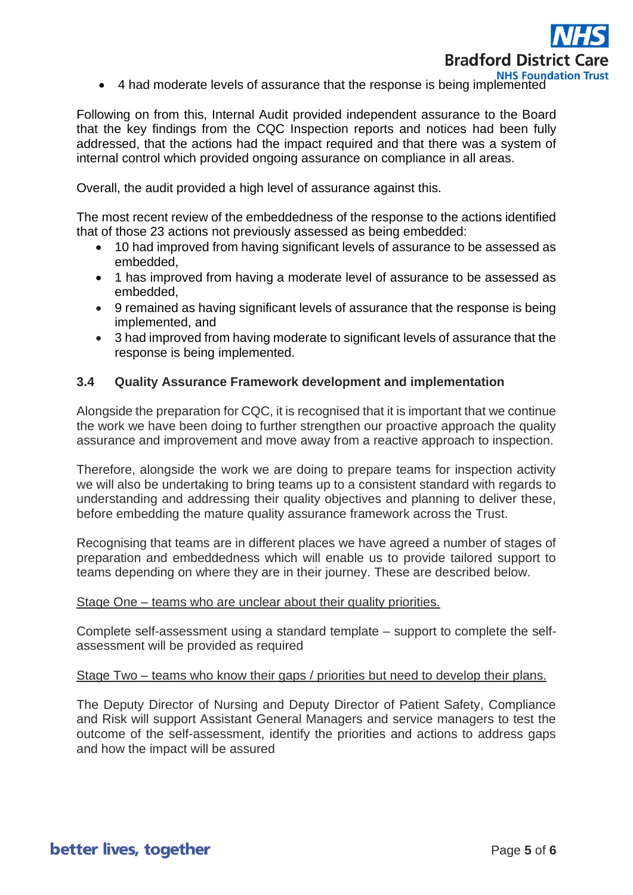- 4 had moderate levels of assurance that the response is being implemented

Following on from this, Internal Audit provided independent assurance to the Board that the key findings from the CQC Inspection reports and notices had been fully addressed, that the actions had the impact required and that there was a system of internal control which provided ongoing assurance on compliance in all areas.

Overall, the audit provided a high level of assurance against this.

The most recent review of the embeddedness of the response to the actions identified that of those 23 actions not previously assessed as being embedded:

- 10 had improved from having significant levels of assurance to be assessed as embedded,
- 1 has improved from having a moderate level of assurance to be assessed as embedded,
- 9 remained as having significant levels of assurance that the response is being implemented, and
- 3 had improved from having moderate to significant levels of assurance that the response is being implemented.

### 3.4 Quality Assurance Framework development and implementation

Alongside the preparation for CQC, it is recognised that it is important that we continue the work we have been doing to further strengthen our proactive approach the quality assurance and improvement and move away from a reactive approach to inspection.

Therefore, alongside the work we are doing to prepare teams for inspection activity we will also be undertaking to bring teams up to a consistent standard with regards to understanding and addressing their quality objectives and planning to deliver these, before embedding the mature quality assurance framework across the Trust.

Recognising that teams are in different places we have agreed a number of stages of preparation and embeddedness which will enable us to provide tailored support to teams depending on where they are in their journey. These are described below.

<u>Stage One – teams who are unclear about their quality priorities.</u>

Complete self-assessment using a standard template – support to complete the self-assessment will be provided as required

<u>Stage Two – teams who know their gaps / priorities but need to develop their plans.</u>

The Deputy Director of Nursing and Deputy Director of Patient Safety, Compliance and Risk will support Assistant General Managers and service managers to test the outcome of the self-assessment, identify the priorities and actions to address gaps and how the impact will be assured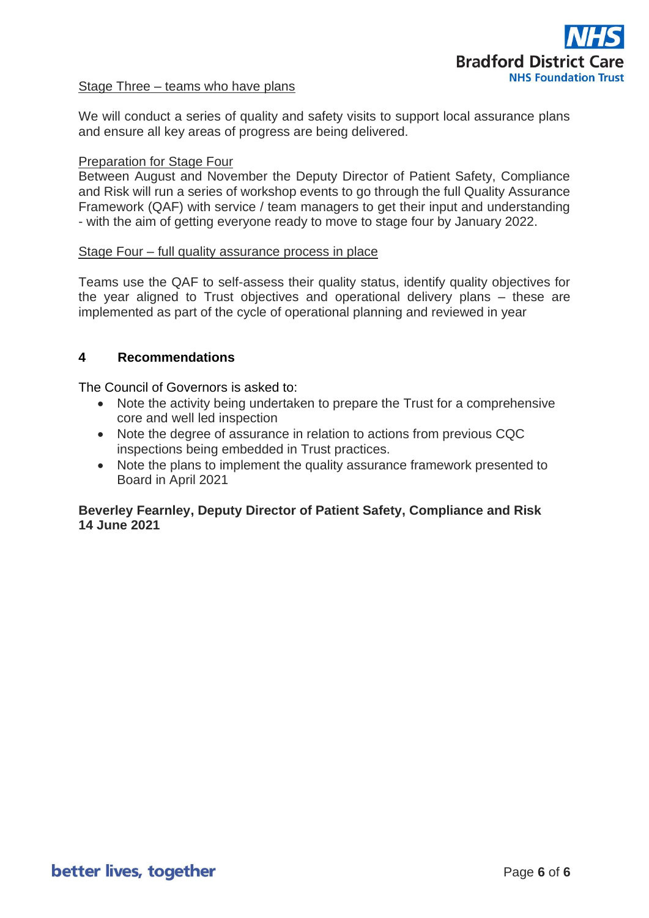Stage Three – teams who have plans

We will conduct a series of quality and safety visits to support local assurance plans and ensure all key areas of progress are being delivered.

Preparation for Stage Four

Between August and November the Deputy Director of Patient Safety, Compliance and Risk will run a series of workshop events to go through the full Quality Assurance Framework (QAF) with service / team managers to get their input and understanding - with the aim of getting everyone ready to move to stage four by January 2022.

Stage Four – full quality assurance process in place

Teams use the QAF to self-assess their quality status, identify quality objectives for the year aligned to Trust objectives and operational delivery plans – these are implemented as part of the cycle of operational planning and reviewed in year

## 4 Recommendations

The Council of Governors is asked to:

- Note the activity being undertaken to prepare the Trust for a comprehensive core and well led inspection
- Note the degree of assurance in relation to actions from previous CQC inspections being embedded in Trust practices.
- Note the plans to implement the quality assurance framework presented to Board in April 2021

**Beverley Fearnley, Deputy Director of Patient Safety, Compliance and Risk**
**14 June 2021**